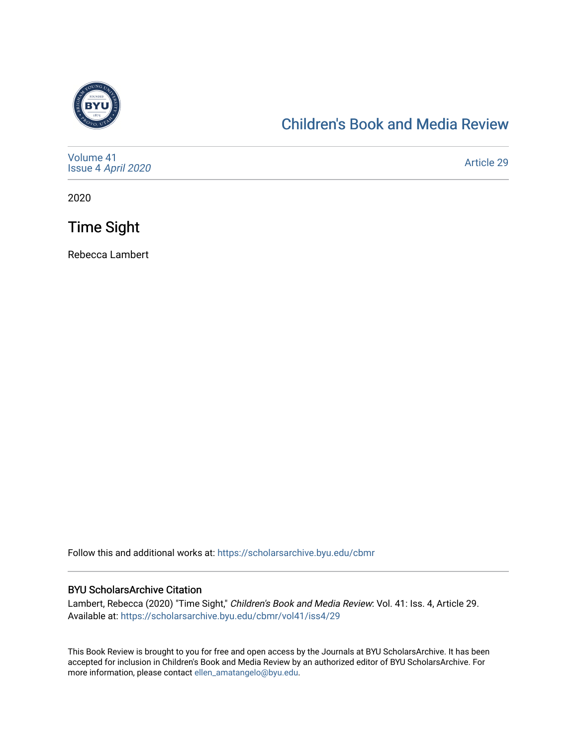# Children's Book and Media Review

Volume 41
Issue 4 *April 2020*

Article 29

2020

## Time Sight

Rebecca Lambert

Follow this and additional works at: https://scholarsarchive.byu.edu/cbmr

### BYU ScholarsArchive Citation

Lambert, Rebecca (2020) "Time Sight," *Children's Book and Media Review*: Vol. 41: Iss. 4, Article 29.
Available at: https://scholarsarchive.byu.edu/cbmr/vol41/iss4/29

This Book Review is brought to you for free and open access by the Journals at BYU ScholarsArchive. It has been accepted for inclusion in Children's Book and Media Review by an authorized editor of BYU ScholarsArchive. For more information, please contact ellen_amatangelo@byu.edu.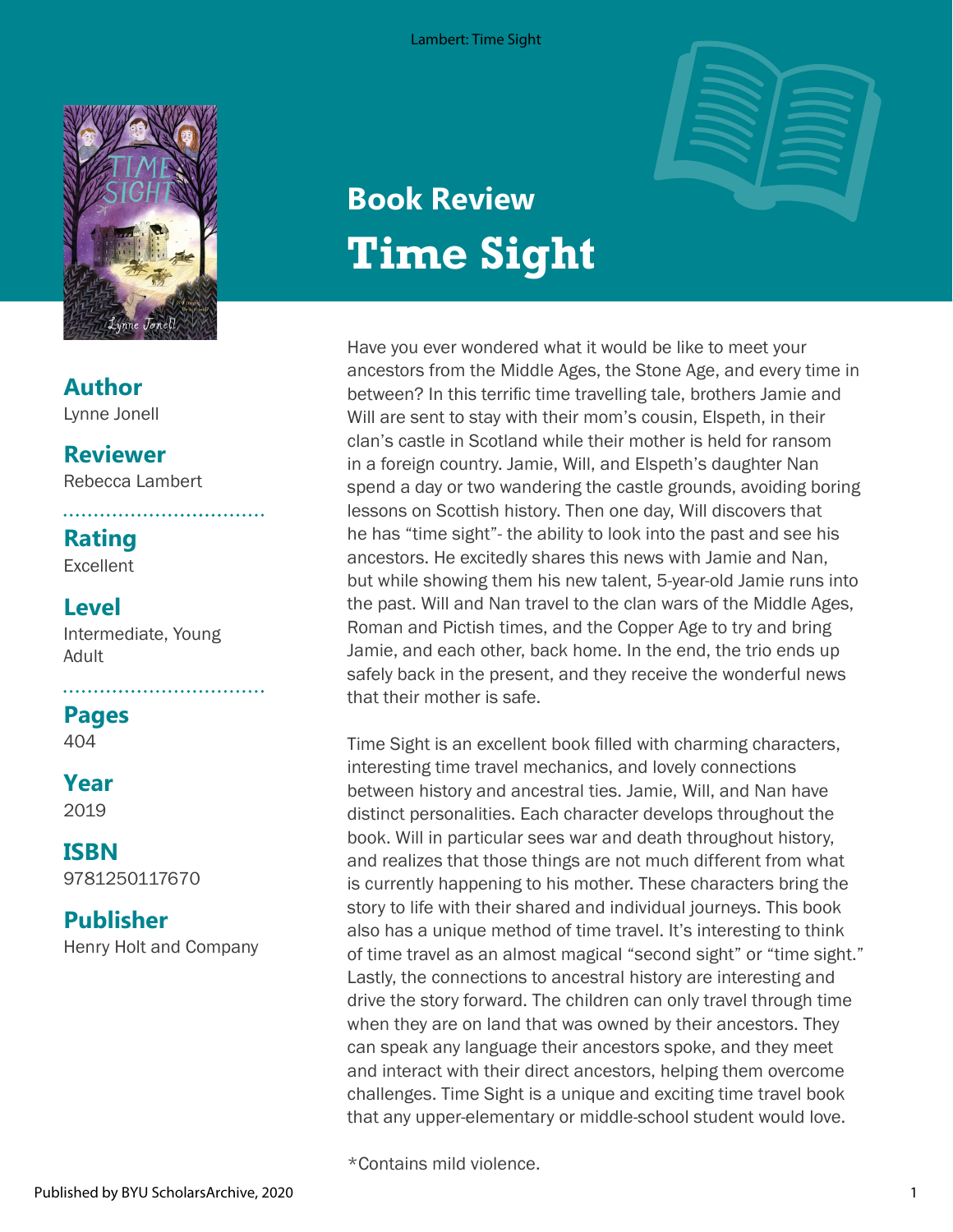# Book Review

# Time Sight

## Author
Lynne Jonell

## Reviewer
Rebecca Lambert

## Rating
Excellent

## Level
Intermediate, Young Adult

## Pages
404

## Year
2019

## ISBN
9781250117670

## Publisher
Henry Holt and Company

Have you ever wondered what it would be like to meet your ancestors from the Middle Ages, the Stone Age, and every time in between? In this terrific time travelling tale, brothers Jamie and Will are sent to stay with their mom's cousin, Elspeth, in their clan's castle in Scotland while their mother is held for ransom in a foreign country. Jamie, Will, and Elspeth's daughter Nan spend a day or two wandering the castle grounds, avoiding boring lessons on Scottish history. Then one day, Will discovers that he has "time sight"- the ability to look into the past and see his ancestors. He excitedly shares this news with Jamie and Nan, but while showing them his new talent, 5-year-old Jamie runs into the past. Will and Nan travel to the clan wars of the Middle Ages, Roman and Pictish times, and the Copper Age to try and bring Jamie, and each other, back home. In the end, the trio ends up safely back in the present, and they receive the wonderful news that their mother is safe.

Time Sight is an excellent book filled with charming characters, interesting time travel mechanics, and lovely connections between history and ancestral ties. Jamie, Will, and Nan have distinct personalities. Each character develops throughout the book. Will in particular sees war and death throughout history, and realizes that those things are not much different from what is currently happening to his mother. These characters bring the story to life with their shared and individual journeys. This book also has a unique method of time travel. It's interesting to think of time travel as an almost magical "second sight" or "time sight." Lastly, the connections to ancestral history are interesting and drive the story forward. The children can only travel through time when they are on land that was owned by their ancestors. They can speak any language their ancestors spoke, and they meet and interact with their direct ancestors, helping them overcome challenges. Time Sight is a unique and exciting time travel book that any upper-elementary or middle-school student would love.

*Contains mild violence.